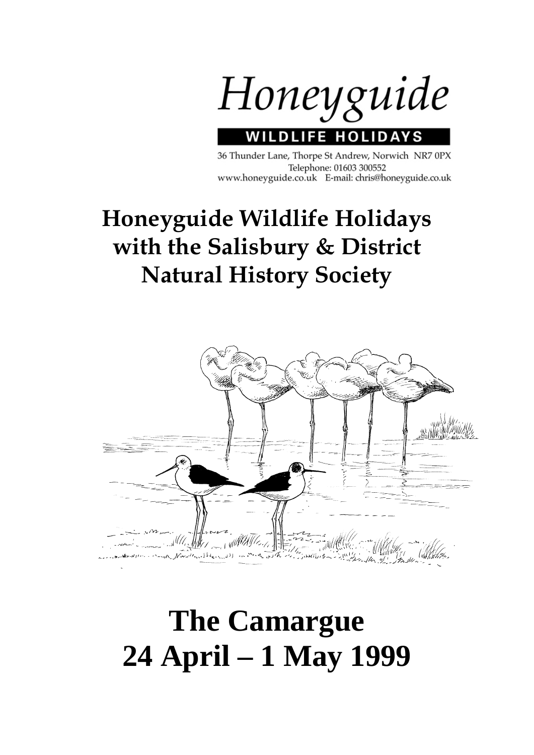Honeyguide

WILDLIFE HOLIDAYS

36 Thunder Lane, Thorpe St Andrew, Norwich NR7 0PX
Telephone: 01603 300552
www.honeyguide.co.uk E-mail: chris@honeyguide.co.uk

## Honeyguide Wildlife Holidays with the Salisbury & District Natural History Society

# The Camargue
# 24 April – 1 May 1999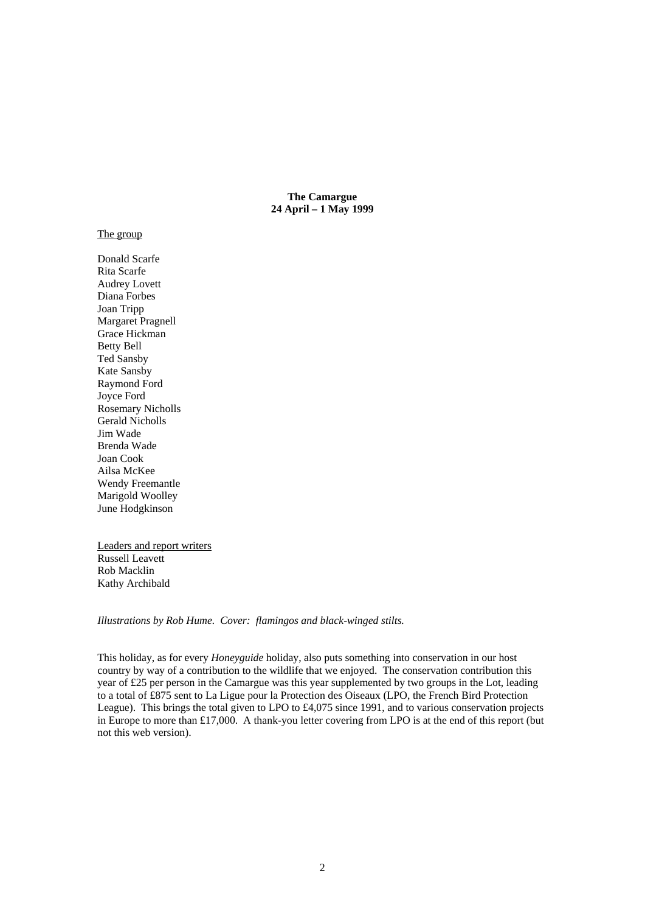**The Camargue**
**24 April – 1 May 1999**

The group

Donald Scarfe
Rita Scarfe
Audrey Lovett
Diana Forbes
Joan Tripp
Margaret Pragnell
Grace Hickman
Betty Bell
Ted Sansby
Kate Sansby
Raymond Ford
Joyce Ford
Rosemary Nicholls
Gerald Nicholls
Jim Wade
Brenda Wade
Joan Cook
Ailsa McKee
Wendy Freemantle
Marigold Woolley
June Hodgkinson

Leaders and report writers
Russell Leavett
Rob Macklin
Kathy Archibald

*Illustrations by Rob Hume. Cover: flamingos and black-winged stilts.*

This holiday, as for every *Honeyguide* holiday, also puts something into conservation in our host country by way of a contribution to the wildlife that we enjoyed. The conservation contribution this year of £25 per person in the Camargue was this year supplemented by two groups in the Lot, leading to a total of £875 sent to La Ligue pour la Protection des Oiseaux (LPO, the French Bird Protection League). This brings the total given to LPO to £4,075 since 1991, and to various conservation projects in Europe to more than £17,000. A thank-you letter covering from LPO is at the end of this report (but not this web version).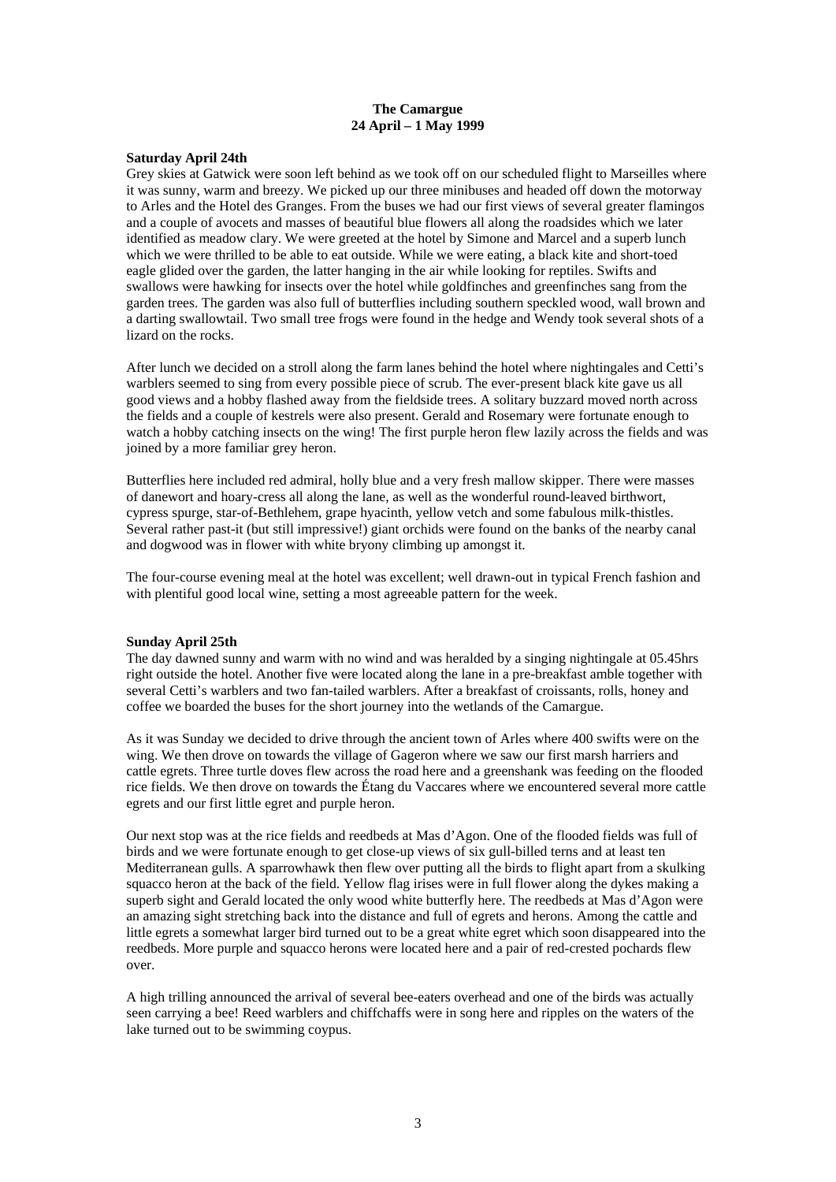# The Camargue
## 24 April – 1 May 1999

### Saturday April 24th

Grey skies at Gatwick were soon left behind as we took off on our scheduled flight to Marseilles where it was sunny, warm and breezy. We picked up our three minibuses and headed off down the motorway to Arles and the Hotel des Granges. From the buses we had our first views of several greater flamingos and a couple of avocets and masses of beautiful blue flowers all along the roadsides which we later identified as meadow clary. We were greeted at the hotel by Simone and Marcel and a superb lunch which we were thrilled to be able to eat outside. While we were eating, a black kite and short-toed eagle glided over the garden, the latter hanging in the air while looking for reptiles. Swifts and swallows were hawking for insects over the hotel while goldfinches and greenfinches sang from the garden trees. The garden was also full of butterflies including southern speckled wood, wall brown and a darting swallowtail. Two small tree frogs were found in the hedge and Wendy took several shots of a lizard on the rocks.

After lunch we decided on a stroll along the farm lanes behind the hotel where nightingales and Cetti's warblers seemed to sing from every possible piece of scrub. The ever-present black kite gave us all good views and a hobby flashed away from the fieldside trees. A solitary buzzard moved north across the fields and a couple of kestrels were also present. Gerald and Rosemary were fortunate enough to watch a hobby catching insects on the wing! The first purple heron flew lazily across the fields and was joined by a more familiar grey heron.

Butterflies here included red admiral, holly blue and a very fresh mallow skipper. There were masses of danewort and hoary-cress all along the lane, as well as the wonderful round-leaved birthwort, cypress spurge, star-of-Bethlehem, grape hyacinth, yellow vetch and some fabulous milk-thistles. Several rather past-it (but still impressive!) giant orchids were found on the banks of the nearby canal and dogwood was in flower with white bryony climbing up amongst it.

The four-course evening meal at the hotel was excellent; well drawn-out in typical French fashion and with plentiful good local wine, setting a most agreeable pattern for the week.

### Sunday April 25th

The day dawned sunny and warm with no wind and was heralded by a singing nightingale at 05.45hrs right outside the hotel. Another five were located along the lane in a pre-breakfast amble together with several Cetti's warblers and two fan-tailed warblers. After a breakfast of croissants, rolls, honey and coffee we boarded the buses for the short journey into the wetlands of the Camargue.

As it was Sunday we decided to drive through the ancient town of Arles where 400 swifts were on the wing. We then drove on towards the village of Gageron where we saw our first marsh harriers and cattle egrets. Three turtle doves flew across the road here and a greenshank was feeding on the flooded rice fields. We then drove on towards the Étang du Vaccares where we encountered several more cattle egrets and our first little egret and purple heron.

Our next stop was at the rice fields and reedbeds at Mas d'Agon. One of the flooded fields was full of birds and we were fortunate enough to get close-up views of six gull-billed terns and at least ten Mediterranean gulls. A sparrowhawk then flew over putting all the birds to flight apart from a skulking squacco heron at the back of the field. Yellow flag irises were in full flower along the dykes making a superb sight and Gerald located the only wood white butterfly here. The reedbeds at Mas d'Agon were an amazing sight stretching back into the distance and full of egrets and herons. Among the cattle and little egrets a somewhat larger bird turned out to be a great white egret which soon disappeared into the reedbeds. More purple and squacco herons were located here and a pair of red-crested pochards flew over.

A high trilling announced the arrival of several bee-eaters overhead and one of the birds was actually seen carrying a bee! Reed warblers and chiffchaffs were in song here and ripples on the waters of the lake turned out to be swimming coypus.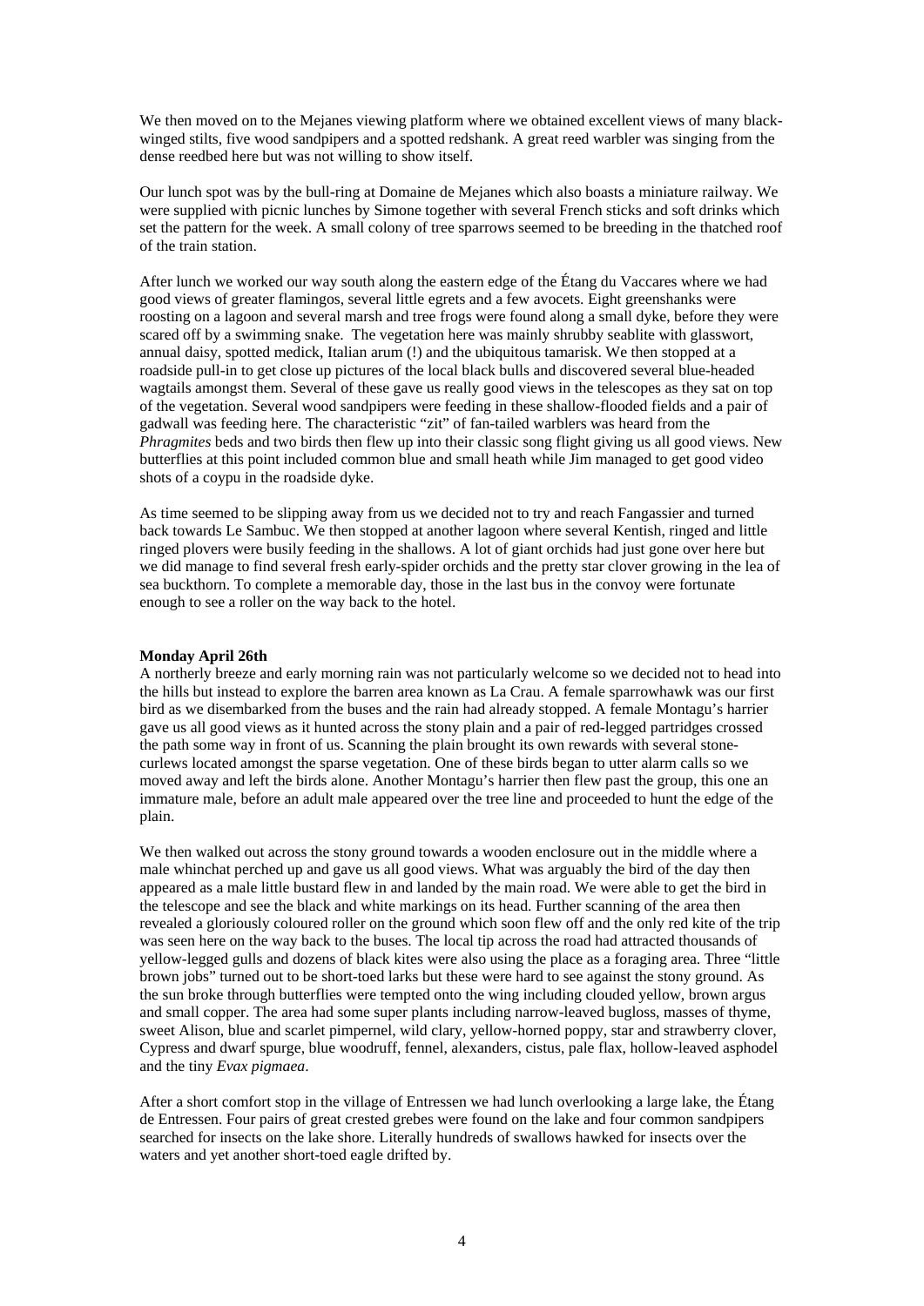We then moved on to the Mejanes viewing platform where we obtained excellent views of many black-winged stilts, five wood sandpipers and a spotted redshank. A great reed warbler was singing from the dense reedbed here but was not willing to show itself.

Our lunch spot was by the bull-ring at Domaine de Mejanes which also boasts a miniature railway. We were supplied with picnic lunches by Simone together with several French sticks and soft drinks which set the pattern for the week. A small colony of tree sparrows seemed to be breeding in the thatched roof of the train station.

After lunch we worked our way south along the eastern edge of the Étang du Vaccares where we had good views of greater flamingos, several little egrets and a few avocets. Eight greenshanks were roosting on a lagoon and several marsh and tree frogs were found along a small dyke, before they were scared off by a swimming snake. The vegetation here was mainly shrubby seablite with glasswort, annual daisy, spotted medick, Italian arum (!) and the ubiquitous tamarisk. We then stopped at a roadside pull-in to get close up pictures of the local black bulls and discovered several blue-headed wagtails amongst them. Several of these gave us really good views in the telescopes as they sat on top of the vegetation. Several wood sandpipers were feeding in these shallow-flooded fields and a pair of gadwall was feeding here. The characteristic "zit" of fan-tailed warblers was heard from the *Phragmites* beds and two birds then flew up into their classic song flight giving us all good views. New butterflies at this point included common blue and small heath while Jim managed to get good video shots of a coypu in the roadside dyke.

As time seemed to be slipping away from us we decided not to try and reach Fangassier and turned back towards Le Sambuc. We then stopped at another lagoon where several Kentish, ringed and little ringed plovers were busily feeding in the shallows. A lot of giant orchids had just gone over here but we did manage to find several fresh early-spider orchids and the pretty star clover growing in the lea of sea buckthorn. To complete a memorable day, those in the last bus in the convoy were fortunate enough to see a roller on the way back to the hotel.

**Monday April 26th**

A northerly breeze and early morning rain was not particularly welcome so we decided not to head into the hills but instead to explore the barren area known as La Crau. A female sparrowhawk was our first bird as we disembarked from the buses and the rain had already stopped. A female Montagu's harrier gave us all good views as it hunted across the stony plain and a pair of red-legged partridges crossed the path some way in front of us. Scanning the plain brought its own rewards with several stone-curlews located amongst the sparse vegetation. One of these birds began to utter alarm calls so we moved away and left the birds alone. Another Montagu's harrier then flew past the group, this one an immature male, before an adult male appeared over the tree line and proceeded to hunt the edge of the plain.

We then walked out across the stony ground towards a wooden enclosure out in the middle where a male whinchat perched up and gave us all good views. What was arguably the bird of the day then appeared as a male little bustard flew in and landed by the main road. We were able to get the bird in the telescope and see the black and white markings on its head. Further scanning of the area then revealed a gloriously coloured roller on the ground which soon flew off and the only red kite of the trip was seen here on the way back to the buses. The local tip across the road had attracted thousands of yellow-legged gulls and dozens of black kites were also using the place as a foraging area. Three "little brown jobs" turned out to be short-toed larks but these were hard to see against the stony ground. As the sun broke through butterflies were tempted onto the wing including clouded yellow, brown argus and small copper. The area had some super plants including narrow-leaved bugloss, masses of thyme, sweet Alison, blue and scarlet pimpernel, wild clary, yellow-horned poppy, star and strawberry clover, Cypress and dwarf spurge, blue woodruff, fennel, alexanders, cistus, pale flax, hollow-leaved asphodel and the tiny *Evax pigmaea*.

After a short comfort stop in the village of Entressen we had lunch overlooking a large lake, the Étang de Entressen. Four pairs of great crested grebes were found on the lake and four common sandpipers searched for insects on the lake shore. Literally hundreds of swallows hawked for insects over the waters and yet another short-toed eagle drifted by.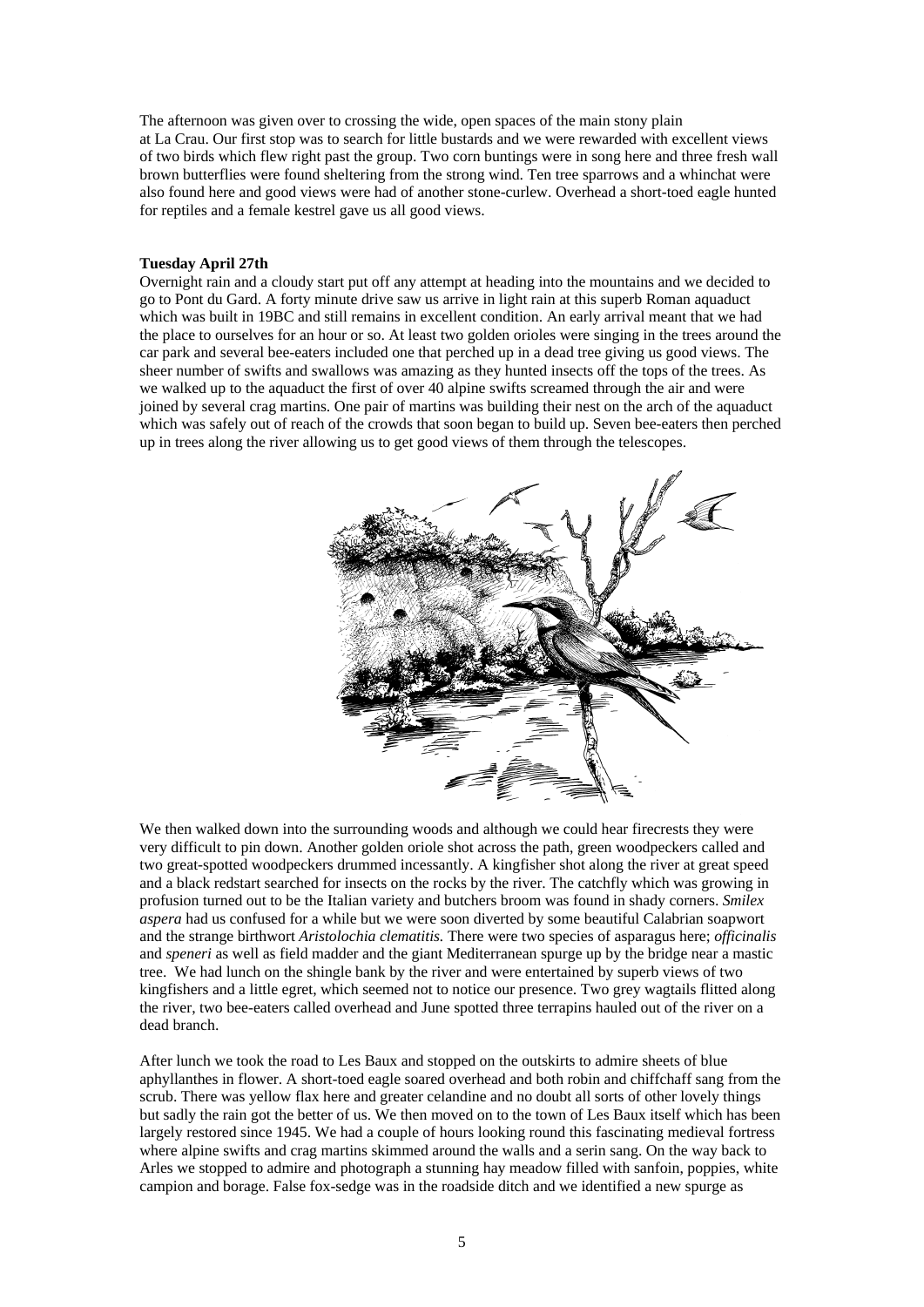The afternoon was given over to crossing the wide, open spaces of the main stony plain at La Crau. Our first stop was to search for little bustards and we were rewarded with excellent views of two birds which flew right past the group. Two corn buntings were in song here and three fresh wall brown butterflies were found sheltering from the strong wind. Ten tree sparrows and a whinchat were also found here and good views were had of another stone-curlew. Overhead a short-toed eagle hunted for reptiles and a female kestrel gave us all good views.

**Tuesday April 27th**

Overnight rain and a cloudy start put off any attempt at heading into the mountains and we decided to go to Pont du Gard. A forty minute drive saw us arrive in light rain at this superb Roman aquaduct which was built in 19BC and still remains in excellent condition. An early arrival meant that we had the place to ourselves for an hour or so. At least two golden orioles were singing in the trees around the car park and several bee-eaters included one that perched up in a dead tree giving us good views. The sheer number of swifts and swallows was amazing as they hunted insects off the tops of the trees. As we walked up to the aquaduct the first of over 40 alpine swifts screamed through the air and were joined by several crag martins. One pair of martins was building their nest on the arch of the aquaduct which was safely out of reach of the crowds that soon began to build up. Seven bee-eaters then perched up in trees along the river allowing us to get good views of them through the telescopes.

We then walked down into the surrounding woods and although we could hear firecrests they were very difficult to pin down. Another golden oriole shot across the path, green woodpeckers called and two great-spotted woodpeckers drummed incessantly. A kingfisher shot along the river at great speed and a black redstart searched for insects on the rocks by the river. The catchfly which was growing in profusion turned out to be the Italian variety and butchers broom was found in shady corners. *Smilex aspera* had us confused for a while but we were soon diverted by some beautiful Calabrian soapwort and the strange birthwort *Aristolochia clematitis.* There were two species of asparagus here; *officinalis* and *speneri* as well as field madder and the giant Mediterranean spurge up by the bridge near a mastic tree. We had lunch on the shingle bank by the river and were entertained by superb views of two kingfishers and a little egret, which seemed not to notice our presence. Two grey wagtails flitted along the river, two bee-eaters called overhead and June spotted three terrapins hauled out of the river on a dead branch.

After lunch we took the road to Les Baux and stopped on the outskirts to admire sheets of blue aphyllanthes in flower. A short-toed eagle soared overhead and both robin and chiffchaff sang from the scrub. There was yellow flax here and greater celandine and no doubt all sorts of other lovely things but sadly the rain got the better of us. We then moved on to the town of Les Baux itself which has been largely restored since 1945. We had a couple of hours looking round this fascinating medieval fortress where alpine swifts and crag martins skimmed around the walls and a serin sang. On the way back to Arles we stopped to admire and photograph a stunning hay meadow filled with sanfoin, poppies, white campion and borage. False fox-sedge was in the roadside ditch and we identified a new spurge as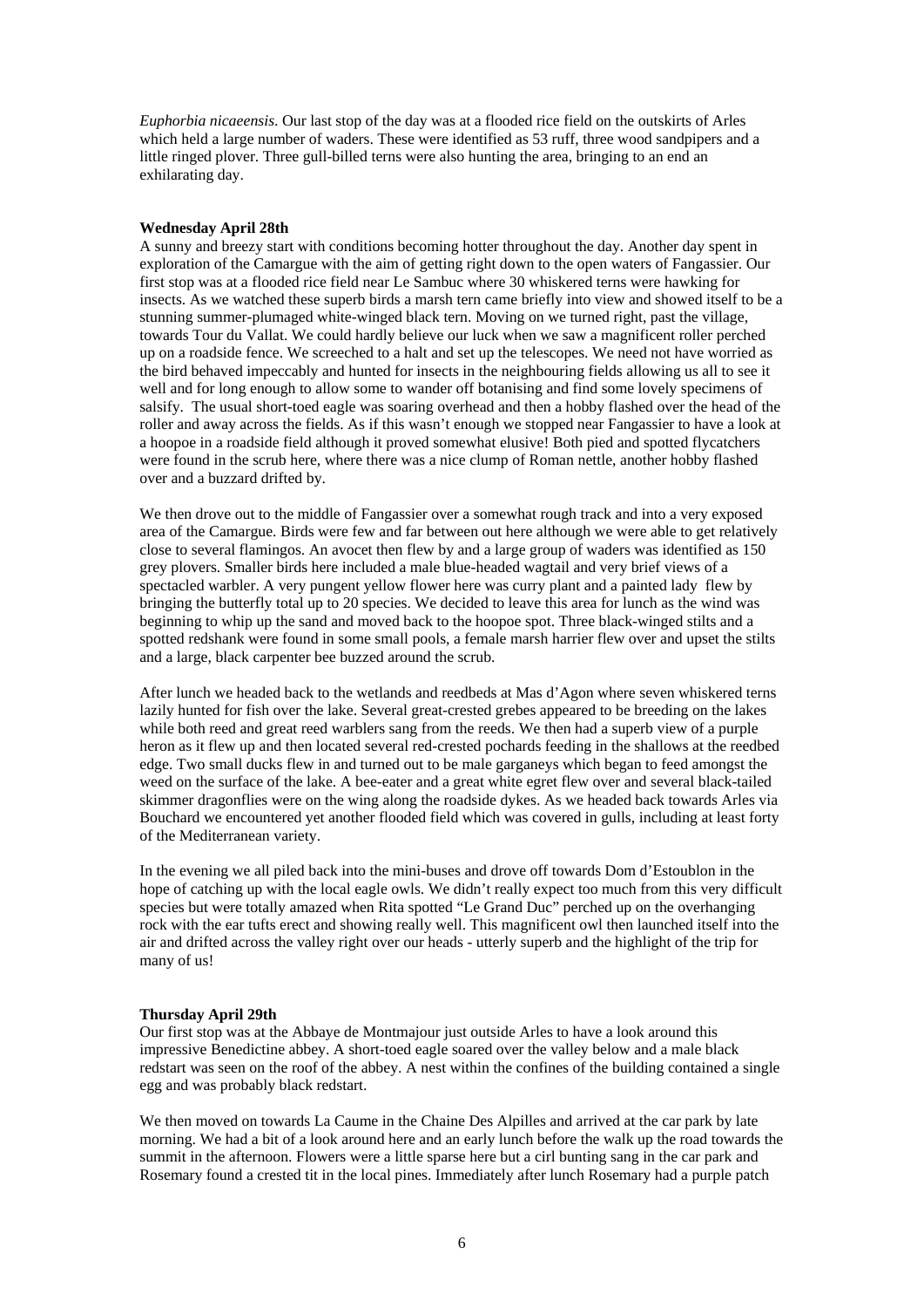*Euphorbia nicaeensis*. Our last stop of the day was at a flooded rice field on the outskirts of Arles which held a large number of waders. These were identified as 53 ruff, three wood sandpipers and a little ringed plover. Three gull-billed terns were also hunting the area, bringing to an end an exhilarating day.

**Wednesday April 28th**

A sunny and breezy start with conditions becoming hotter throughout the day. Another day spent in exploration of the Camargue with the aim of getting right down to the open waters of Fangassier. Our first stop was at a flooded rice field near Le Sambuc where 30 whiskered terns were hawking for insects. As we watched these superb birds a marsh tern came briefly into view and showed itself to be a stunning summer-plumaged white-winged black tern. Moving on we turned right, past the village, towards Tour du Vallat. We could hardly believe our luck when we saw a magnificent roller perched up on a roadside fence. We screeched to a halt and set up the telescopes. We need not have worried as the bird behaved impeccably and hunted for insects in the neighbouring fields allowing us all to see it well and for long enough to allow some to wander off botanising and find some lovely specimens of salsify. The usual short-toed eagle was soaring overhead and then a hobby flashed over the head of the roller and away across the fields. As if this wasn't enough we stopped near Fangassier to have a look at a hoopoe in a roadside field although it proved somewhat elusive! Both pied and spotted flycatchers were found in the scrub here, where there was a nice clump of Roman nettle, another hobby flashed over and a buzzard drifted by.

We then drove out to the middle of Fangassier over a somewhat rough track and into a very exposed area of the Camargue. Birds were few and far between out here although we were able to get relatively close to several flamingos. An avocet then flew by and a large group of waders was identified as 150 grey plovers. Smaller birds here included a male blue-headed wagtail and very brief views of a spectacled warbler. A very pungent yellow flower here was curry plant and a painted lady flew by bringing the butterfly total up to 20 species. We decided to leave this area for lunch as the wind was beginning to whip up the sand and moved back to the hoopoe spot. Three black-winged stilts and a spotted redshank were found in some small pools, a female marsh harrier flew over and upset the stilts and a large, black carpenter bee buzzed around the scrub.

After lunch we headed back to the wetlands and reedbeds at Mas d'Agon where seven whiskered terns lazily hunted for fish over the lake. Several great-crested grebes appeared to be breeding on the lakes while both reed and great reed warblers sang from the reeds. We then had a superb view of a purple heron as it flew up and then located several red-crested pochards feeding in the shallows at the reedbed edge. Two small ducks flew in and turned out to be male garganeys which began to feed amongst the weed on the surface of the lake. A bee-eater and a great white egret flew over and several black-tailed skimmer dragonflies were on the wing along the roadside dykes. As we headed back towards Arles via Bouchard we encountered yet another flooded field which was covered in gulls, including at least forty of the Mediterranean variety.

In the evening we all piled back into the mini-buses and drove off towards Dom d'Estoublon in the hope of catching up with the local eagle owls. We didn't really expect too much from this very difficult species but were totally amazed when Rita spotted "Le Grand Duc" perched up on the overhanging rock with the ear tufts erect and showing really well. This magnificent owl then launched itself into the air and drifted across the valley right over our heads - utterly superb and the highlight of the trip for many of us!

**Thursday April 29th**

Our first stop was at the Abbaye de Montmajour just outside Arles to have a look around this impressive Benedictine abbey. A short-toed eagle soared over the valley below and a male black redstart was seen on the roof of the abbey. A nest within the confines of the building contained a single egg and was probably black redstart.

We then moved on towards La Caume in the Chaine Des Alpilles and arrived at the car park by late morning. We had a bit of a look around here and an early lunch before the walk up the road towards the summit in the afternoon. Flowers were a little sparse here but a cirl bunting sang in the car park and Rosemary found a crested tit in the local pines. Immediately after lunch Rosemary had a purple patch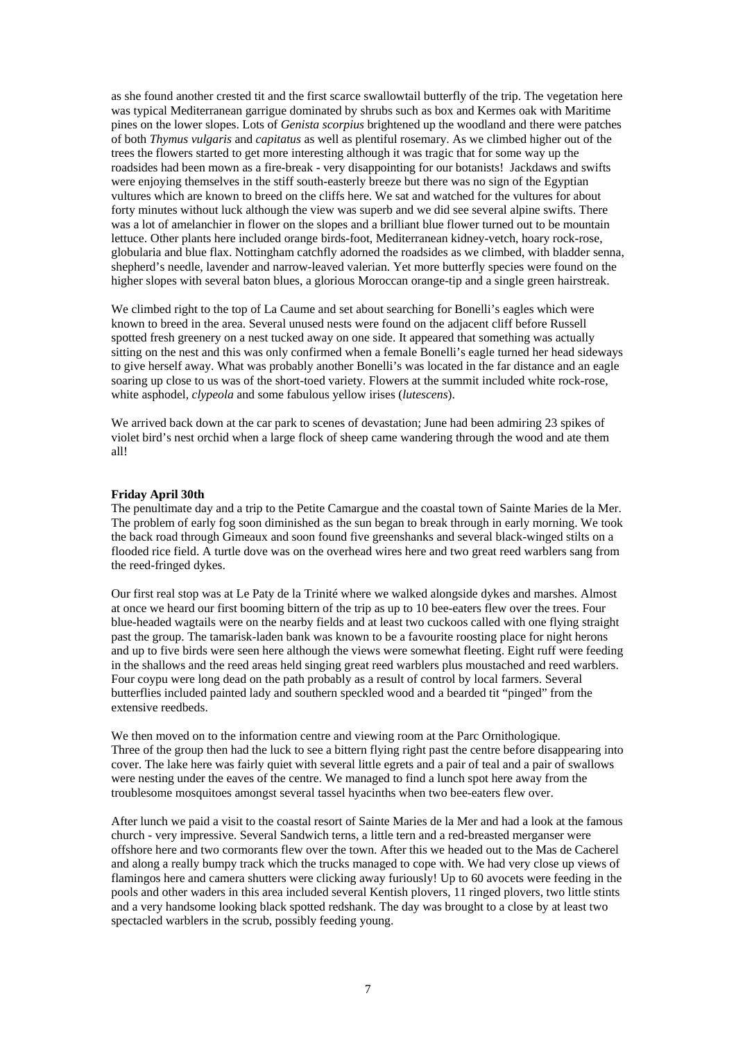as she found another crested tit and the first scarce swallowtail butterfly of the trip. The vegetation here was typical Mediterranean garrigue dominated by shrubs such as box and Kermes oak with Maritime pines on the lower slopes. Lots of *Genista scorpius* brightened up the woodland and there were patches of both *Thymus vulgaris* and *capitatus* as well as plentiful rosemary. As we climbed higher out of the trees the flowers started to get more interesting although it was tragic that for some way up the roadsides had been mown as a fire-break - very disappointing for our botanists! Jackdaws and swifts were enjoying themselves in the stiff south-easterly breeze but there was no sign of the Egyptian vultures which are known to breed on the cliffs here. We sat and watched for the vultures for about forty minutes without luck although the view was superb and we did see several alpine swifts. There was a lot of amelanchier in flower on the slopes and a brilliant blue flower turned out to be mountain lettuce. Other plants here included orange birds-foot, Mediterranean kidney-vetch, hoary rock-rose, globularia and blue flax. Nottingham catchfly adorned the roadsides as we climbed, with bladder senna, shepherd's needle, lavender and narrow-leaved valerian. Yet more butterfly species were found on the higher slopes with several baton blues, a glorious Moroccan orange-tip and a single green hairstreak.

We climbed right to the top of La Caume and set about searching for Bonelli's eagles which were known to breed in the area. Several unused nests were found on the adjacent cliff before Russell spotted fresh greenery on a nest tucked away on one side. It appeared that something was actually sitting on the nest and this was only confirmed when a female Bonelli's eagle turned her head sideways to give herself away. What was probably another Bonelli's was located in the far distance and an eagle soaring up close to us was of the short-toed variety. Flowers at the summit included white rock-rose, white asphodel, *clypeola* and some fabulous yellow irises (*lutescens*).

We arrived back down at the car park to scenes of devastation; June had been admiring 23 spikes of violet bird's nest orchid when a large flock of sheep came wandering through the wood and ate them all!

**Friday April 30th**

The penultimate day and a trip to the Petite Camargue and the coastal town of Sainte Maries de la Mer. The problem of early fog soon diminished as the sun began to break through in early morning. We took the back road through Gimeaux and soon found five greenshanks and several black-winged stilts on a flooded rice field. A turtle dove was on the overhead wires here and two great reed warblers sang from the reed-fringed dykes.

Our first real stop was at Le Paty de la Trinité where we walked alongside dykes and marshes. Almost at once we heard our first booming bittern of the trip as up to 10 bee-eaters flew over the trees. Four blue-headed wagtails were on the nearby fields and at least two cuckoos called with one flying straight past the group. The tamarisk-laden bank was known to be a favourite roosting place for night herons and up to five birds were seen here although the views were somewhat fleeting. Eight ruff were feeding in the shallows and the reed areas held singing great reed warblers plus moustached and reed warblers. Four coypu were long dead on the path probably as a result of control by local farmers. Several butterflies included painted lady and southern speckled wood and a bearded tit "pinged" from the extensive reedbeds.

We then moved on to the information centre and viewing room at the Parc Ornithologique. Three of the group then had the luck to see a bittern flying right past the centre before disappearing into cover. The lake here was fairly quiet with several little egrets and a pair of teal and a pair of swallows were nesting under the eaves of the centre. We managed to find a lunch spot here away from the troublesome mosquitoes amongst several tassel hyacinths when two bee-eaters flew over.

After lunch we paid a visit to the coastal resort of Sainte Maries de la Mer and had a look at the famous church - very impressive. Several Sandwich terns, a little tern and a red-breasted merganser were offshore here and two cormorants flew over the town. After this we headed out to the Mas de Cacherel and along a really bumpy track which the trucks managed to cope with. We had very close up views of flamingos here and camera shutters were clicking away furiously! Up to 60 avocets were feeding in the pools and other waders in this area included several Kentish plovers, 11 ringed plovers, two little stints and a very handsome looking black spotted redshank. The day was brought to a close by at least two spectacled warblers in the scrub, possibly feeding young.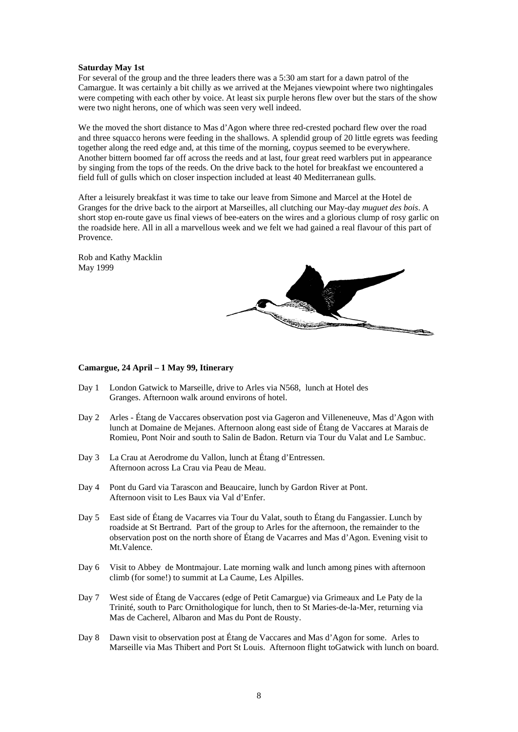**Saturday May 1st**

For several of the group and the three leaders there was a 5:30 am start for a dawn patrol of the Camargue. It was certainly a bit chilly as we arrived at the Mejanes viewpoint where two nightingales were competing with each other by voice. At least six purple herons flew over but the stars of the show were two night herons, one of which was seen very well indeed.

We the moved the short distance to Mas d'Agon where three red-crested pochard flew over the road and three squacco herons were feeding in the shallows. A splendid group of 20 little egrets was feeding together along the reed edge and, at this time of the morning, coypus seemed to be everywhere. Another bittern boomed far off across the reeds and at last, four great reed warblers put in appearance by singing from the tops of the reeds. On the drive back to the hotel for breakfast we encountered a field full of gulls which on closer inspection included at least 40 Mediterranean gulls.

After a leisurely breakfast it was time to take our leave from Simone and Marcel at the Hotel de Granges for the drive back to the airport at Marseilles, all clutching our May-day *muguet des bois*. A short stop en-route gave us final views of bee-eaters on the wires and a glorious clump of rosy garlic on the roadside here. All in all a marvellous week and we felt we had gained a real flavour of this part of Provence.

Rob and Kathy Macklin
May 1999

**Camargue, 24 April – 1 May 99, Itinerary**

- Day 1 London Gatwick to Marseille, drive to Arles via N568, lunch at Hotel des Granges. Afternoon walk around environs of hotel.
- Day 2 Arles - Étang de Vaccares observation post via Gageron and Villeneneuve, Mas d'Agon with lunch at Domaine de Mejanes. Afternoon along east side of Étang de Vaccares at Marais de Romieu, Pont Noir and south to Salin de Badon. Return via Tour du Valat and Le Sambuc.
- Day 3 La Crau at Aerodrome du Vallon, lunch at Étang d'Entressen. Afternoon across La Crau via Peau de Meau.
- Day 4 Pont du Gard via Tarascon and Beaucaire, lunch by Gardon River at Pont. Afternoon visit to Les Baux via Val d'Enfer.
- Day 5 East side of Étang de Vacarres via Tour du Valat, south to Étang du Fangassier. Lunch by roadside at St Bertrand. Part of the group to Arles for the afternoon, the remainder to the observation post on the north shore of Étang de Vacarres and Mas d'Agon. Evening visit to Mt.Valence.
- Day 6 Visit to Abbey de Montmajour. Late morning walk and lunch among pines with afternoon climb (for some!) to summit at La Caume, Les Alpilles.
- Day 7 West side of Étang de Vaccares (edge of Petit Camargue) via Grimeaux and Le Paty de la Trinité, south to Parc Ornithologique for lunch, then to St Maries-de-la-Mer, returning via Mas de Cacherel, Albaron and Mas du Pont de Rousty.
- Day 8 Dawn visit to observation post at Étang de Vaccares and Mas d'Agon for some. Arles to Marseille via Mas Thibert and Port St Louis. Afternoon flight toGatwick with lunch on board.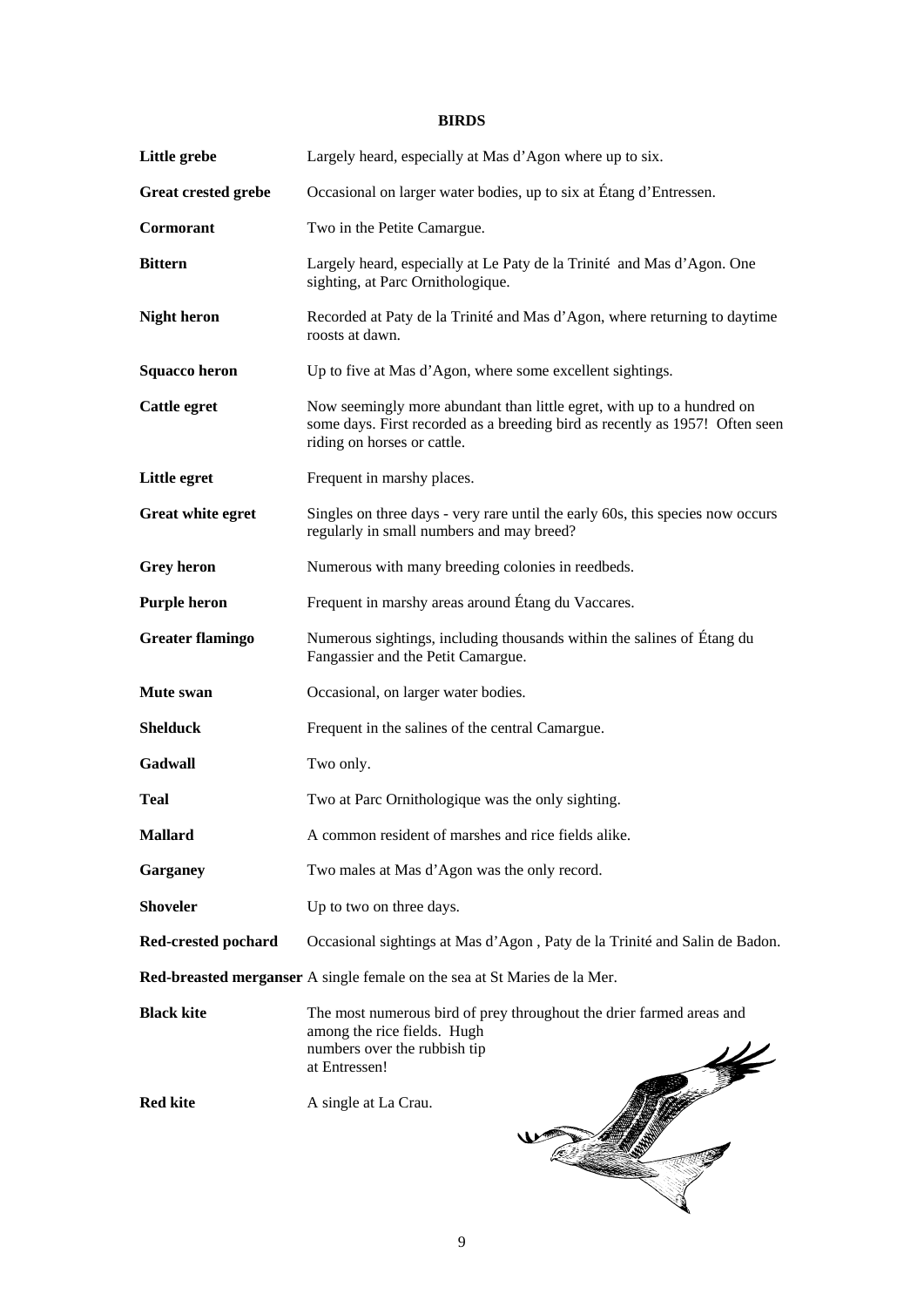# BIRDS

| | |
|---|---|
| **Little grebe** | Largely heard, especially at Mas d'Agon where up to six. |
| **Great crested grebe** | Occasional on larger water bodies, up to six at Étang d'Entressen. |
| **Cormorant** | Two in the Petite Camargue. |
| **Bittern** | Largely heard, especially at Le Paty de la Trinité and Mas d'Agon. One sighting, at Parc Ornithologique. |
| **Night heron** | Recorded at Paty de la Trinité and Mas d'Agon, where returning to daytime roosts at dawn. |
| **Squacco heron** | Up to five at Mas d'Agon, where some excellent sightings. |
| **Cattle egret** | Now seemingly more abundant than little egret, with up to a hundred on some days. First recorded as a breeding bird as recently as 1957! Often seen riding on horses or cattle. |
| **Little egret** | Frequent in marshy places. |
| **Great white egret** | Singles on three days - very rare until the early 60s, this species now occurs regularly in small numbers and may breed? |
| **Grey heron** | Numerous with many breeding colonies in reedbeds. |
| **Purple heron** | Frequent in marshy areas around Étang du Vaccares. |
| **Greater flamingo** | Numerous sightings, including thousands within the salines of Étang du Fangassier and the Petit Camargue. |
| **Mute swan** | Occasional, on larger water bodies. |
| **Shelduck** | Frequent in the salines of the central Camargue. |
| **Gadwall** | Two only. |
| **Teal** | Two at Parc Ornithologique was the only sighting. |
| **Mallard** | A common resident of marshes and rice fields alike. |
| **Garganey** | Two males at Mas d'Agon was the only record. |
| **Shoveler** | Up to two on three days. |
| **Red-crested pochard** | Occasional sightings at Mas d'Agon , Paty de la Trinité and Salin de Badon. |
| **Red-breasted merganser** | A single female on the sea at St Maries de la Mer. |
| **Black kite** | The most numerous bird of prey throughout the drier farmed areas and among the rice fields. Hugh numbers over the rubbish tip at Entressen! |
| **Red kite** | A single at La Crau. |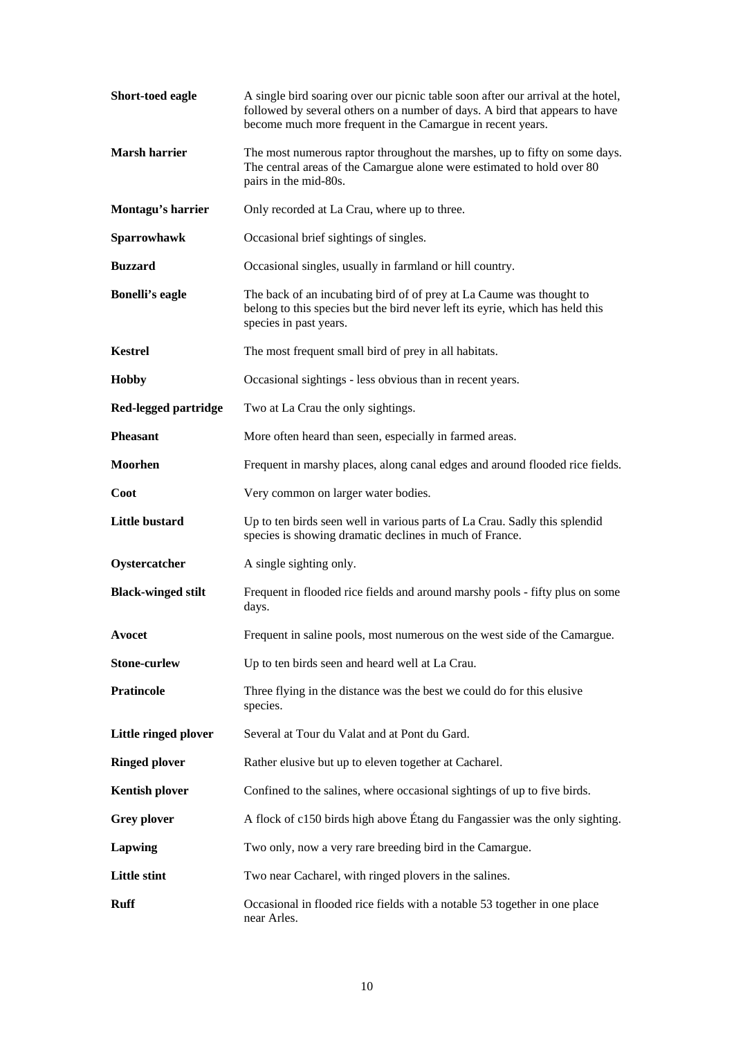| | |
|---|---|
| **Short-toed eagle** | A single bird soaring over our picnic table soon after our arrival at the hotel, followed by several others on a number of days. A bird that appears to have become much more frequent in the Camargue in recent years. |
| **Marsh harrier** | The most numerous raptor throughout the marshes, up to fifty on some days. The central areas of the Camargue alone were estimated to hold over 80 pairs in the mid-80s. |
| **Montagu's harrier** | Only recorded at La Crau, where up to three. |
| **Sparrowhawk** | Occasional brief sightings of singles. |
| **Buzzard** | Occasional singles, usually in farmland or hill country. |
| **Bonelli's eagle** | The back of an incubating bird of of prey at La Caume was thought to belong to this species but the bird never left its eyrie, which has held this species in past years. |
| **Kestrel** | The most frequent small bird of prey in all habitats. |
| **Hobby** | Occasional sightings - less obvious than in recent years. |
| **Red-legged partridge** | Two at La Crau the only sightings. |
| **Pheasant** | More often heard than seen, especially in farmed areas. |
| **Moorhen** | Frequent in marshy places, along canal edges and around flooded rice fields. |
| **Coot** | Very common on larger water bodies. |
| **Little bustard** | Up to ten birds seen well in various parts of La Crau. Sadly this splendid species is showing dramatic declines in much of France. |
| **Oystercatcher** | A single sighting only. |
| **Black-winged stilt** | Frequent in flooded rice fields and around marshy pools - fifty plus on some days. |
| **Avocet** | Frequent in saline pools, most numerous on the west side of the Camargue. |
| **Stone-curlew** | Up to ten birds seen and heard well at La Crau. |
| **Pratincole** | Three flying in the distance was the best we could do for this elusive species. |
| **Little ringed plover** | Several at Tour du Valat and at Pont du Gard. |
| **Ringed plover** | Rather elusive but up to eleven together at Cacharel. |
| **Kentish plover** | Confined to the salines, where occasional sightings of up to five birds. |
| **Grey plover** | A flock of c150 birds high above Étang du Fangassier was the only sighting. |
| **Lapwing** | Two only, now a very rare breeding bird in the Camargue. |
| **Little stint** | Two near Cacharel, with ringed plovers in the salines. |
| **Ruff** | Occasional in flooded rice fields with a notable 53 together in one place near Arles. |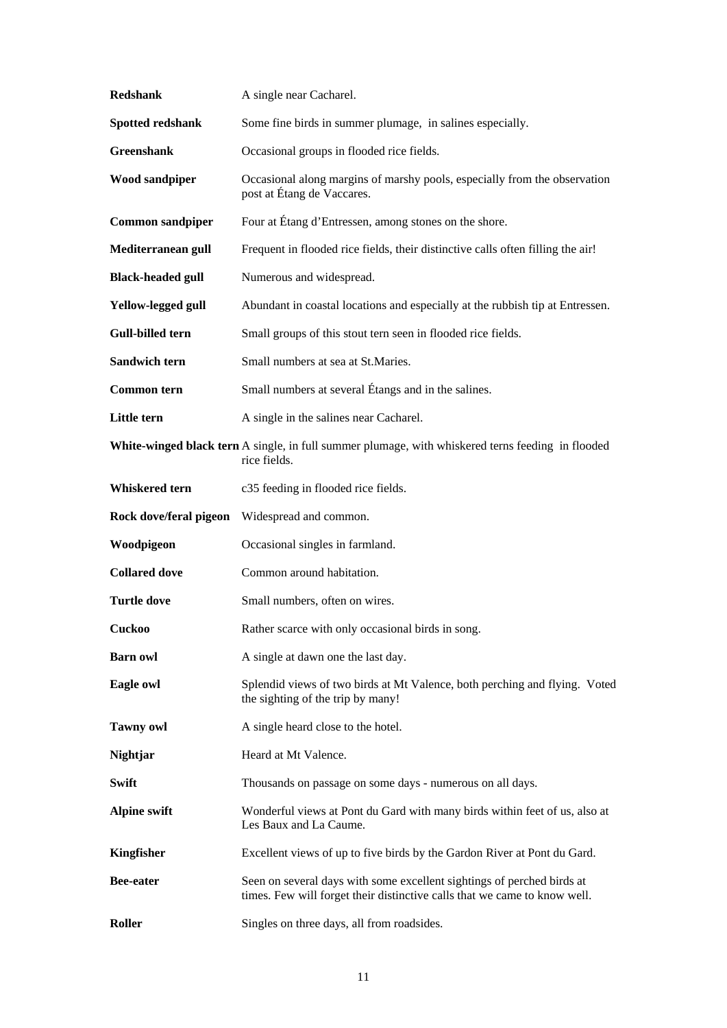| | |
|---|---|
| **Redshank** | A single near Cacharel. |
| **Spotted redshank** | Some fine birds in summer plumage, in salines especially. |
| **Greenshank** | Occasional groups in flooded rice fields. |
| **Wood sandpiper** | Occasional along margins of marshy pools, especially from the observation post at Étang de Vaccares. |
| **Common sandpiper** | Four at Étang d'Entressen, among stones on the shore. |
| **Mediterranean gull** | Frequent in flooded rice fields, their distinctive calls often filling the air! |
| **Black-headed gull** | Numerous and widespread. |
| **Yellow-legged gull** | Abundant in coastal locations and especially at the rubbish tip at Entressen. |
| **Gull-billed tern** | Small groups of this stout tern seen in flooded rice fields. |
| **Sandwich tern** | Small numbers at sea at St.Maries. |
| **Common tern** | Small numbers at several Étangs and in the salines. |
| **Little tern** | A single in the salines near Cacharel. |
| **White-winged black tern** | A single, in full summer plumage, with whiskered terns feeding in flooded rice fields. |
| **Whiskered tern** | c35 feeding in flooded rice fields. |
| **Rock dove/feral pigeon** | Widespread and common. |
| **Woodpigeon** | Occasional singles in farmland. |
| **Collared dove** | Common around habitation. |
| **Turtle dove** | Small numbers, often on wires. |
| **Cuckoo** | Rather scarce with only occasional birds in song. |
| **Barn owl** | A single at dawn one the last day. |
| **Eagle owl** | Splendid views of two birds at Mt Valence, both perching and flying. Voted the sighting of the trip by many! |
| **Tawny owl** | A single heard close to the hotel. |
| **Nightjar** | Heard at Mt Valence. |
| **Swift** | Thousands on passage on some days - numerous on all days. |
| **Alpine swift** | Wonderful views at Pont du Gard with many birds within feet of us, also at Les Baux and La Caume. |
| **Kingfisher** | Excellent views of up to five birds by the Gardon River at Pont du Gard. |
| **Bee-eater** | Seen on several days with some excellent sightings of perched birds at times. Few will forget their distinctive calls that we came to know well. |
| **Roller** | Singles on three days, all from roadsides. |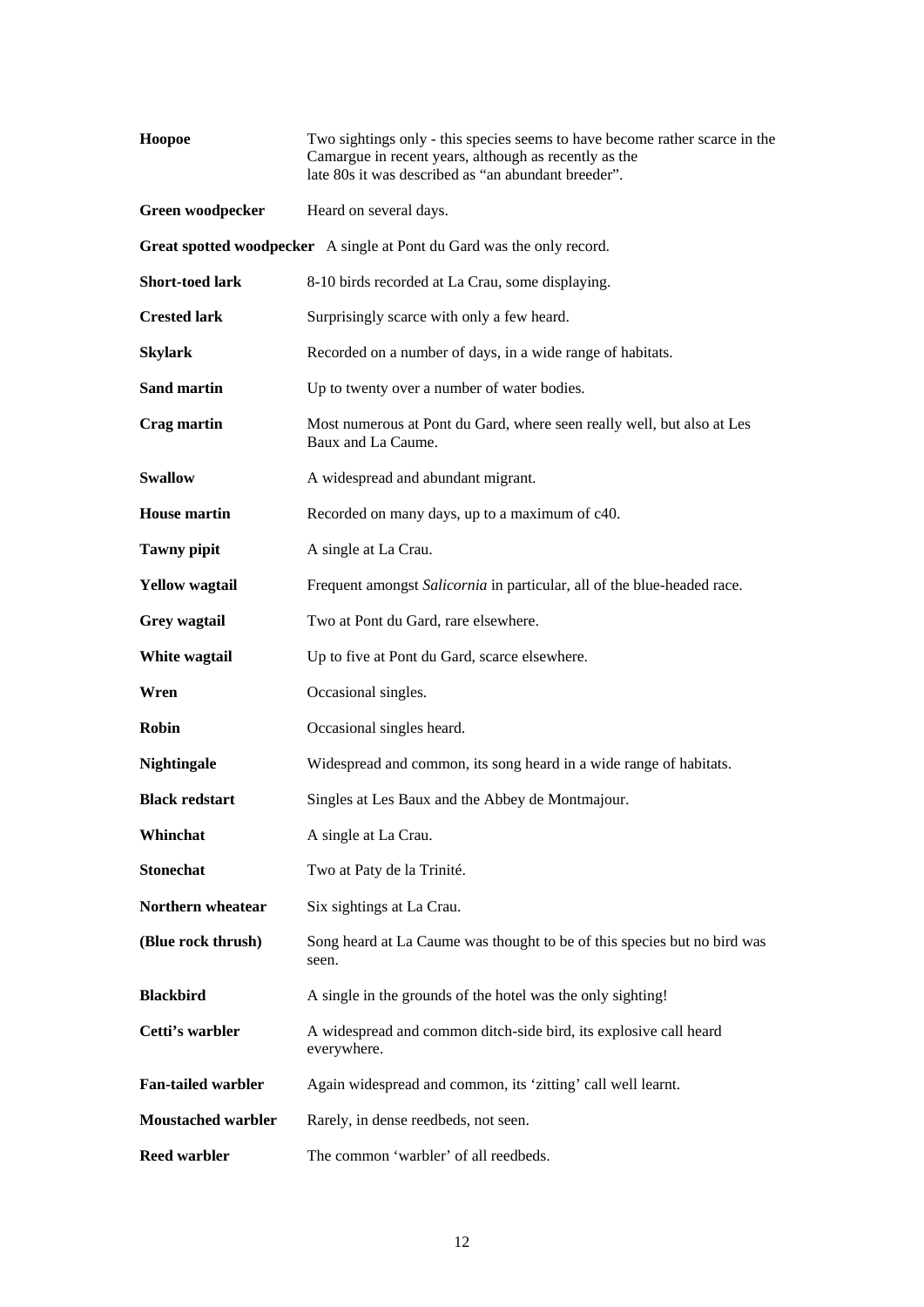| | |
|---|---|
| **Hoopoe** | Two sightings only - this species seems to have become rather scarce in the Camargue in recent years, although as recently as the late 80s it was described as “an abundant breeder”. |
| **Green woodpecker** | Heard on several days. |
| **Great spotted woodpecker** | A single at Pont du Gard was the only record. |
| **Short-toed lark** | 8-10 birds recorded at La Crau, some displaying. |
| **Crested lark** | Surprisingly scarce with only a few heard. |
| **Skylark** | Recorded on a number of days, in a wide range of habitats. |
| **Sand martin** | Up to twenty over a number of water bodies. |
| **Crag martin** | Most numerous at Pont du Gard, where seen really well, but also at Les Baux and La Caume. |
| **Swallow** | A widespread and abundant migrant. |
| **House martin** | Recorded on many days, up to a maximum of c40. |
| **Tawny pipit** | A single at La Crau. |
| **Yellow wagtail** | Frequent amongst *Salicornia* in particular, all of the blue-headed race. |
| **Grey wagtail** | Two at Pont du Gard, rare elsewhere. |
| **White wagtail** | Up to five at Pont du Gard, scarce elsewhere. |
| **Wren** | Occasional singles. |
| **Robin** | Occasional singles heard. |
| **Nightingale** | Widespread and common, its song heard in a wide range of habitats. |
| **Black redstart** | Singles at Les Baux and the Abbey de Montmajour. |
| **Whinchat** | A single at La Crau. |
| **Stonechat** | Two at Paty de la Trinité. |
| **Northern wheatear** | Six sightings at La Crau. |
| **(Blue rock thrush)** | Song heard at La Caume was thought to be of this species but no bird was seen. |
| **Blackbird** | A single in the grounds of the hotel was the only sighting! |
| **Cetti’s warbler** | A widespread and common ditch-side bird, its explosive call heard everywhere. |
| **Fan-tailed warbler** | Again widespread and common, its ‘zitting’ call well learnt. |
| **Moustached warbler** | Rarely, in dense reedbeds, not seen. |
| **Reed warbler** | The common ‘warbler’ of all reedbeds. |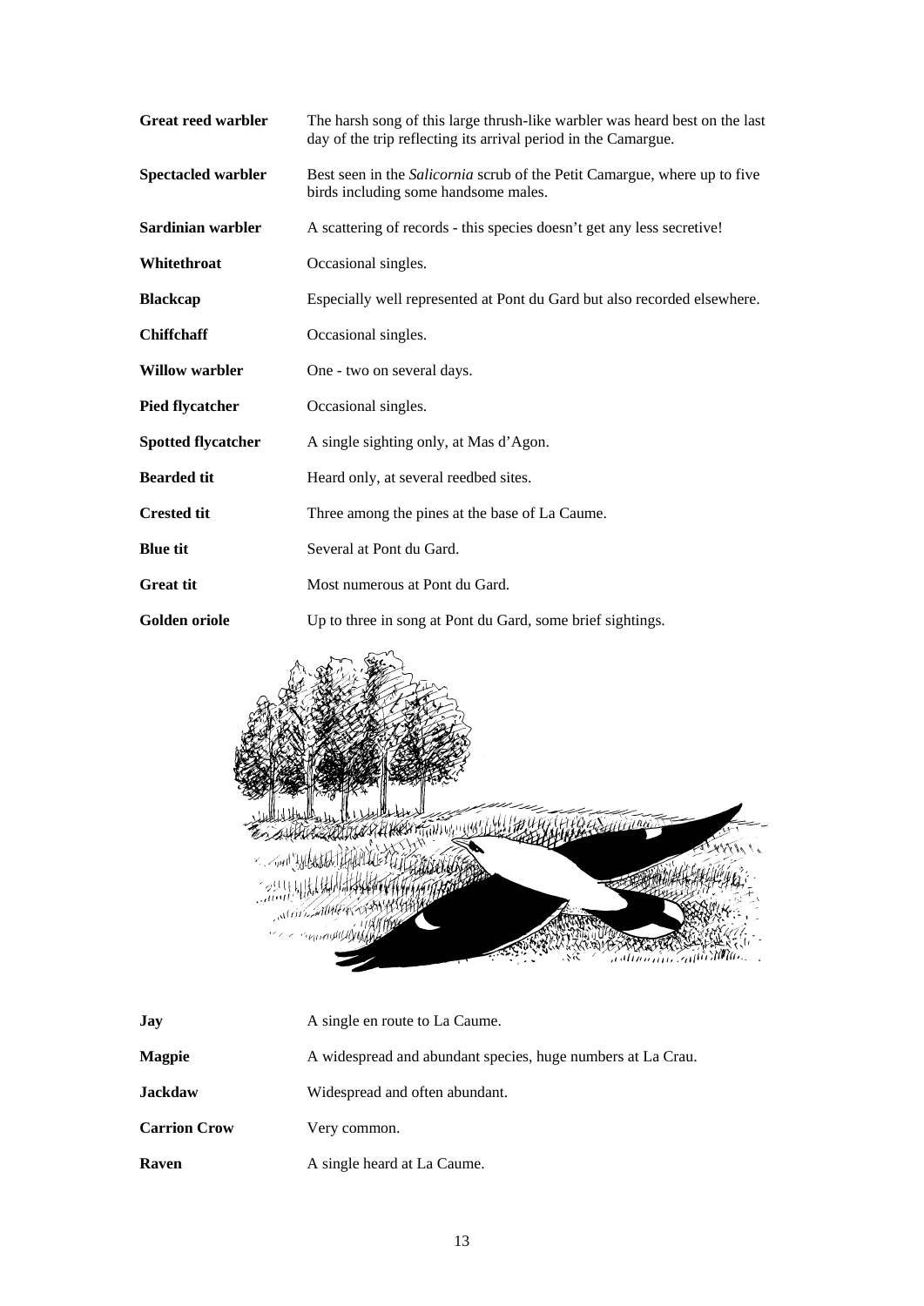| | |
|---|---|
| **Great reed warbler** | The harsh song of this large thrush-like warbler was heard best on the last day of the trip reflecting its arrival period in the Camargue. |
| **Spectacled warbler** | Best seen in the *Salicornia* scrub of the Petit Camargue, where up to five birds including some handsome males. |
| **Sardinian warbler** | A scattering of records - this species doesn't get any less secretive! |
| **Whitethroat** | Occasional singles. |
| **Blackcap** | Especially well represented at Pont du Gard but also recorded elsewhere. |
| **Chiffchaff** | Occasional singles. |
| **Willow warbler** | One - two on several days. |
| **Pied flycatcher** | Occasional singles. |
| **Spotted flycatcher** | A single sighting only, at Mas d'Agon. |
| **Bearded tit** | Heard only, at several reedbed sites. |
| **Crested tit** | Three among the pines at the base of La Caume. |
| **Blue tit** | Several at Pont du Gard. |
| **Great tit** | Most numerous at Pont du Gard. |
| **Golden oriole** | Up to three in song at Pont du Gard, some brief sightings. |

| | |
|---|---|
| **Jay** | A single en route to La Caume. |
| **Magpie** | A widespread and abundant species, huge numbers at La Crau. |
| **Jackdaw** | Widespread and often abundant. |
| **Carrion Crow** | Very common. |
| **Raven** | A single heard at La Caume. |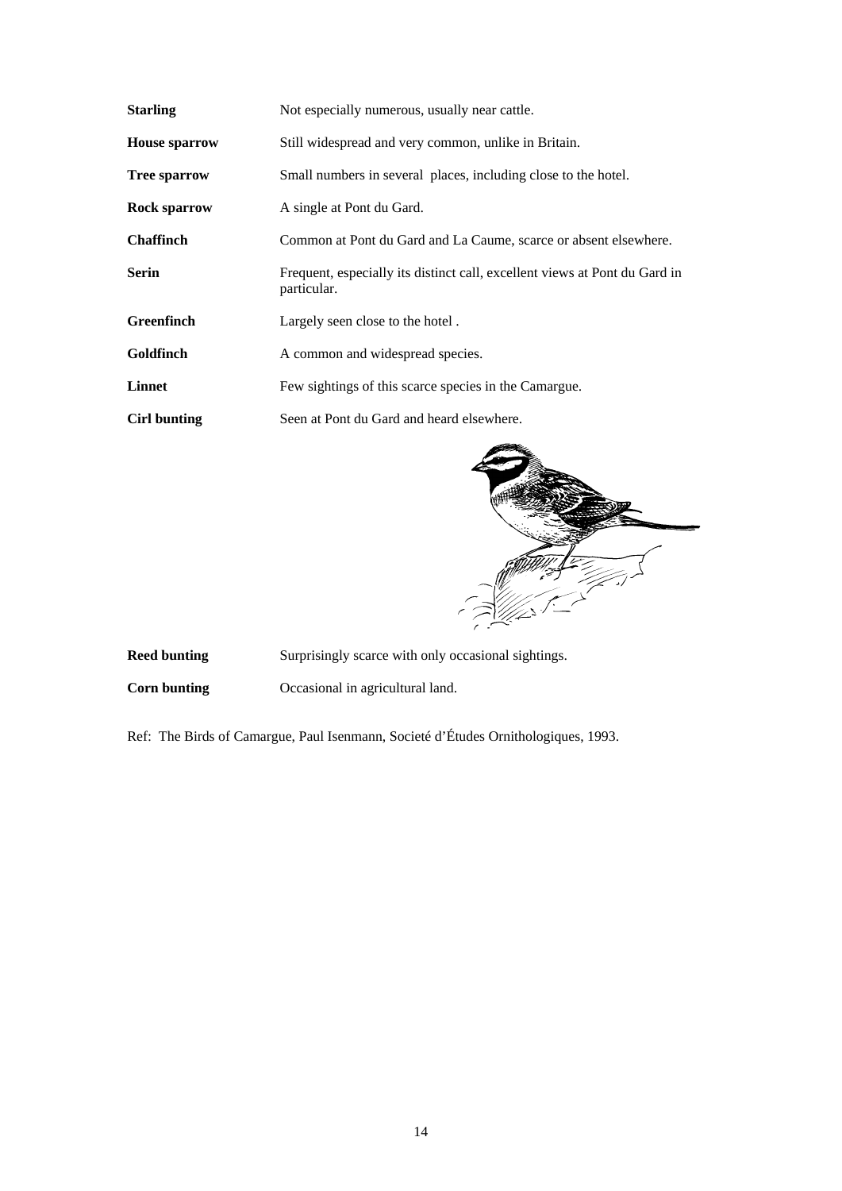**Starling** Not especially numerous, usually near cattle.

**House sparrow** Still widespread and very common, unlike in Britain.

**Tree sparrow** Small numbers in several places, including close to the hotel.

**Rock sparrow** A single at Pont du Gard.

**Chaffinch** Common at Pont du Gard and La Caume, scarce or absent elsewhere.

**Serin** Frequent, especially its distinct call, excellent views at Pont du Gard in particular.

**Greenfinch** Largely seen close to the hotel .

**Goldfinch** A common and widespread species.

**Linnet** Few sightings of this scarce species in the Camargue.

**Cirl bunting** Seen at Pont du Gard and heard elsewhere.

**Reed bunting** Surprisingly scarce with only occasional sightings.

**Corn bunting** Occasional in agricultural land.

Ref: The Birds of Camargue, Paul Isenmann, Societé d'Études Ornithologiques, 1993.